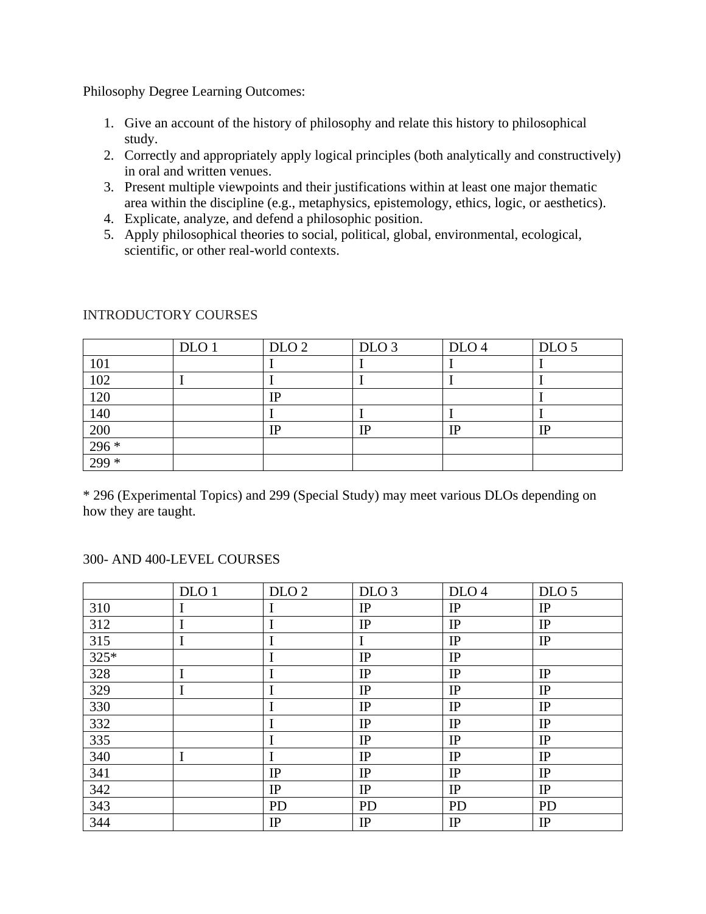Philosophy Degree Learning Outcomes:

1. Give an account of the history of philosophy and relate this history to philosophical study.
2. Correctly and appropriately apply logical principles (both analytically and constructively) in oral and written venues.
3. Present multiple viewpoints and their justifications within at least one major thematic area within the discipline (e.g., metaphysics, epistemology, ethics, logic, or aesthetics).
4. Explicate, analyze, and defend a philosophic position.
5. Apply philosophical theories to social, political, global, environmental, ecological, scientific, or other real-world contexts.

INTRODUCTORY COURSES

| | DLO 1 | DLO 2 | DLO 3 | DLO 4 | DLO 5 |
|---|---|---|---|---|---|
| 101 | | I | I | I | I |
| 102 | I | I | I | I | I |
| 120 | | IP | | | I |
| 140 | | I | I | I | I |
| 200 | | IP | IP | IP | IP |
| 296 * | | | | | |
| 299 * | | | | | |

* 296 (Experimental Topics) and 299 (Special Study) may meet various DLOs depending on how they are taught.

300- AND 400-LEVEL COURSES

| | DLO 1 | DLO 2 | DLO 3 | DLO 4 | DLO 5 |
|---|---|---|---|---|---|
| 310 | I | I | IP | IP | IP |
| 312 | I | I | IP | IP | IP |
| 315 | I | I | I | IP | IP |
| 325* | | I | IP | IP | |
| 328 | I | I | IP | IP | IP |
| 329 | I | I | IP | IP | IP |
| 330 | | I | IP | IP | IP |
| 332 | | I | IP | IP | IP |
| 335 | | I | IP | IP | IP |
| 340 | I | I | IP | IP | IP |
| 341 | | IP | IP | IP | IP |
| 342 | | IP | IP | IP | IP |
| 343 | | PD | PD | PD | PD |
| 344 | | IP | IP | IP | IP |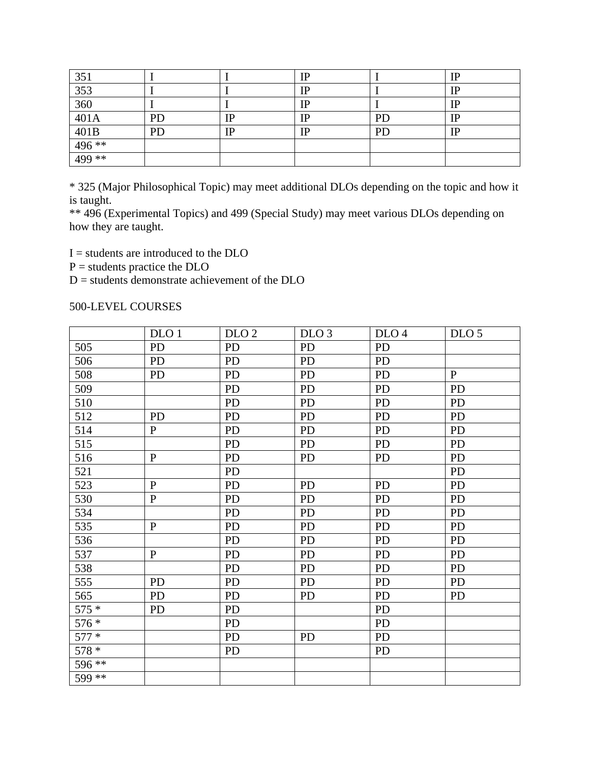| | | | | | |
|---|---|---|---|---|---|
| 351 | I | I | IP | I | IP |
| 353 | I | I | IP | I | IP |
| 360 | I | I | IP | I | IP |
| 401A | PD | IP | IP | PD | IP |
| 401B | PD | IP | IP | PD | IP |
| 496 ** | | | | | |
| 499 ** | | | | | |

* 325 (Major Philosophical Topic) may meet additional DLOs depending on the topic and how it is taught.
** 496 (Experimental Topics) and 499 (Special Study) may meet various DLOs depending on how they are taught.

I = students are introduced to the DLO
P = students practice the DLO
D = students demonstrate achievement of the DLO

500-LEVEL COURSES

| | DLO 1 | DLO 2 | DLO 3 | DLO 4 | DLO 5 |
|---|---|---|---|---|---|
| 505 | PD | PD | PD | PD | |
| 506 | PD | PD | PD | PD | |
| 508 | PD | PD | PD | PD | P |
| 509 | | PD | PD | PD | PD |
| 510 | | PD | PD | PD | PD |
| 512 | PD | PD | PD | PD | PD |
| 514 | P | PD | PD | PD | PD |
| 515 | | PD | PD | PD | PD |
| 516 | P | PD | PD | PD | PD |
| 521 | | PD | | | PD |
| 523 | P | PD | PD | PD | PD |
| 530 | P | PD | PD | PD | PD |
| 534 | | PD | PD | PD | PD |
| 535 | P | PD | PD | PD | PD |
| 536 | | PD | PD | PD | PD |
| 537 | P | PD | PD | PD | PD |
| 538 | | PD | PD | PD | PD |
| 555 | PD | PD | PD | PD | PD |
| 565 | PD | PD | PD | PD | PD |
| 575 * | PD | PD | | PD | |
| 576 * | | PD | | PD | |
| 577 * | | PD | PD | PD | |
| 578 * | | PD | | PD | |
| 596 ** | | | | | |
| 599 ** | | | | | |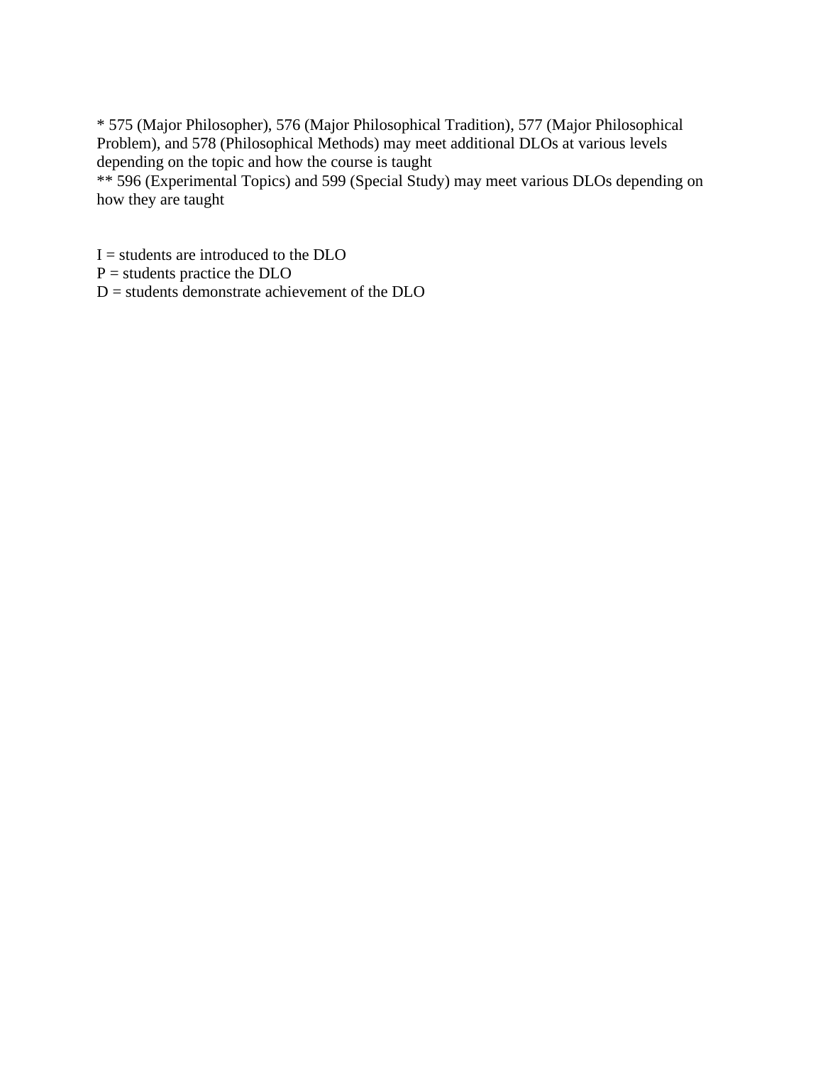* 575 (Major Philosopher), 576 (Major Philosophical Tradition), 577 (Major Philosophical Problem), and 578 (Philosophical Methods) may meet additional DLOs at various levels depending on the topic and how the course is taught
** 596 (Experimental Topics) and 599 (Special Study) may meet various DLOs depending on how they are taught

I = students are introduced to the DLO
P = students practice the DLO
D = students demonstrate achievement of the DLO